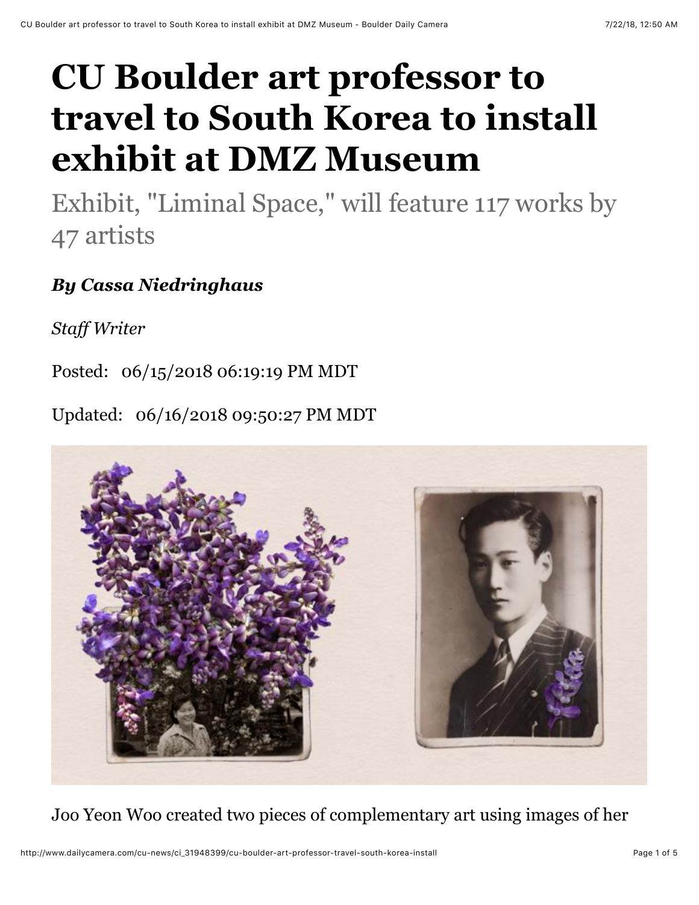# CU Boulder art professor to travel to South Korea to install exhibit at DMZ Museum

Exhibit, "Liminal Space," will feature 117 works by 47 artists

***By Cassa Niedringhaus***

*Staff Writer*

Posted: 06/15/2018 06:19:19 PM MDT

Updated: 06/16/2018 09:50:27 PM MDT

Joo Yeon Woo created two pieces of complementary art using images of her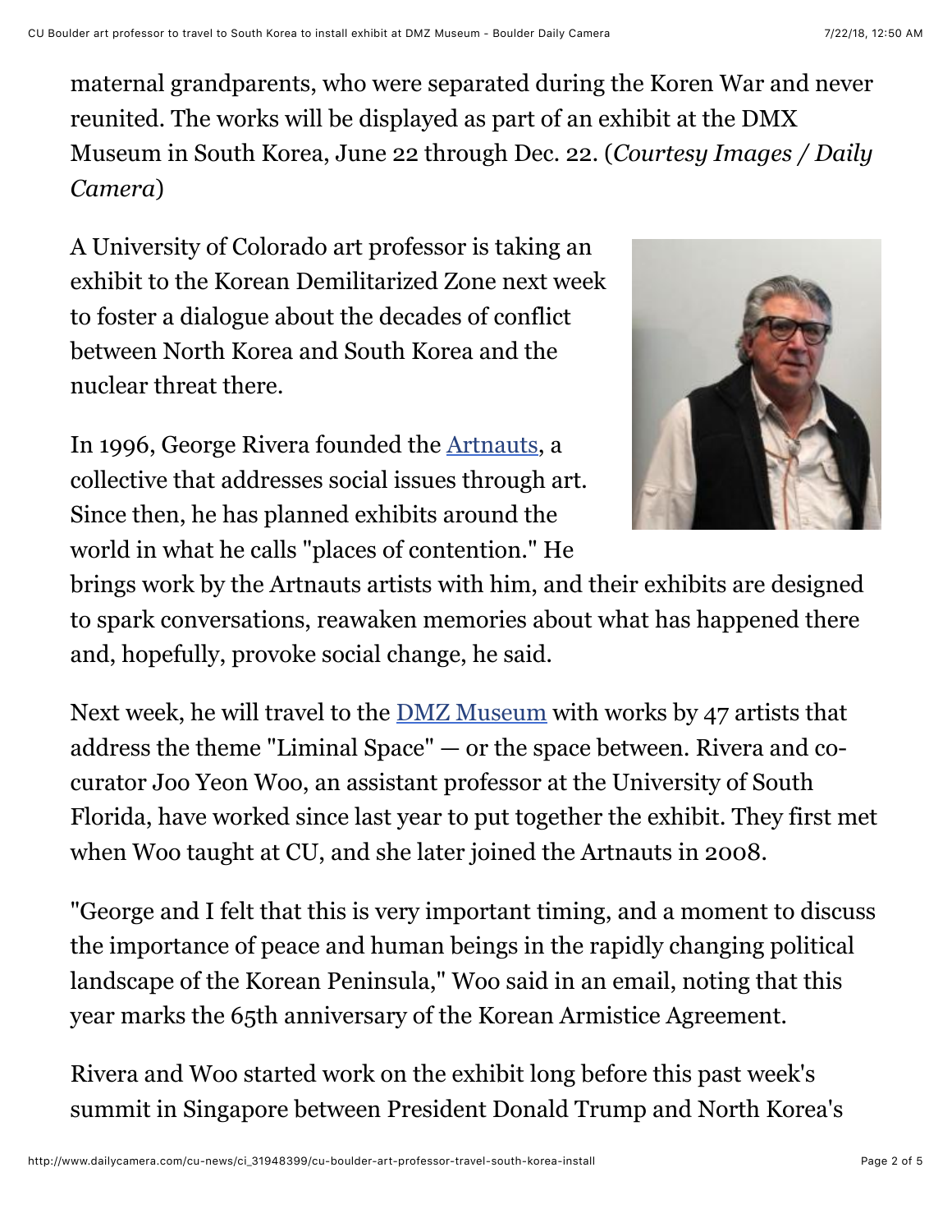maternal grandparents, who were separated during the Koren War and never reunited. The works will be displayed as part of an exhibit at the DMX Museum in South Korea, June 22 through Dec. 22. (*Courtesy Images / Daily Camera*)

A University of Colorado art professor is taking an exhibit to the Korean Demilitarized Zone next week to foster a dialogue about the decades of conflict between North Korea and South Korea and the nuclear threat there.

In 1996, George Rivera founded the Artnauts, a collective that addresses social issues through art. Since then, he has planned exhibits around the world in what he calls "places of contention." He brings work by the Artnauts artists with him, and their exhibits are designed to spark conversations, reawaken memories about what has happened there and, hopefully, provoke social change, he said.

Next week, he will travel to the DMZ Museum with works by 47 artists that address the theme "Liminal Space" — or the space between. Rivera and co-curator Joo Yeon Woo, an assistant professor at the University of South Florida, have worked since last year to put together the exhibit. They first met when Woo taught at CU, and she later joined the Artnauts in 2008.

"George and I felt that this is very important timing, and a moment to discuss the importance of peace and human beings in the rapidly changing political landscape of the Korean Peninsula," Woo said in an email, noting that this year marks the 65th anniversary of the Korean Armistice Agreement.

Rivera and Woo started work on the exhibit long before this past week's summit in Singapore between President Donald Trump and North Korea's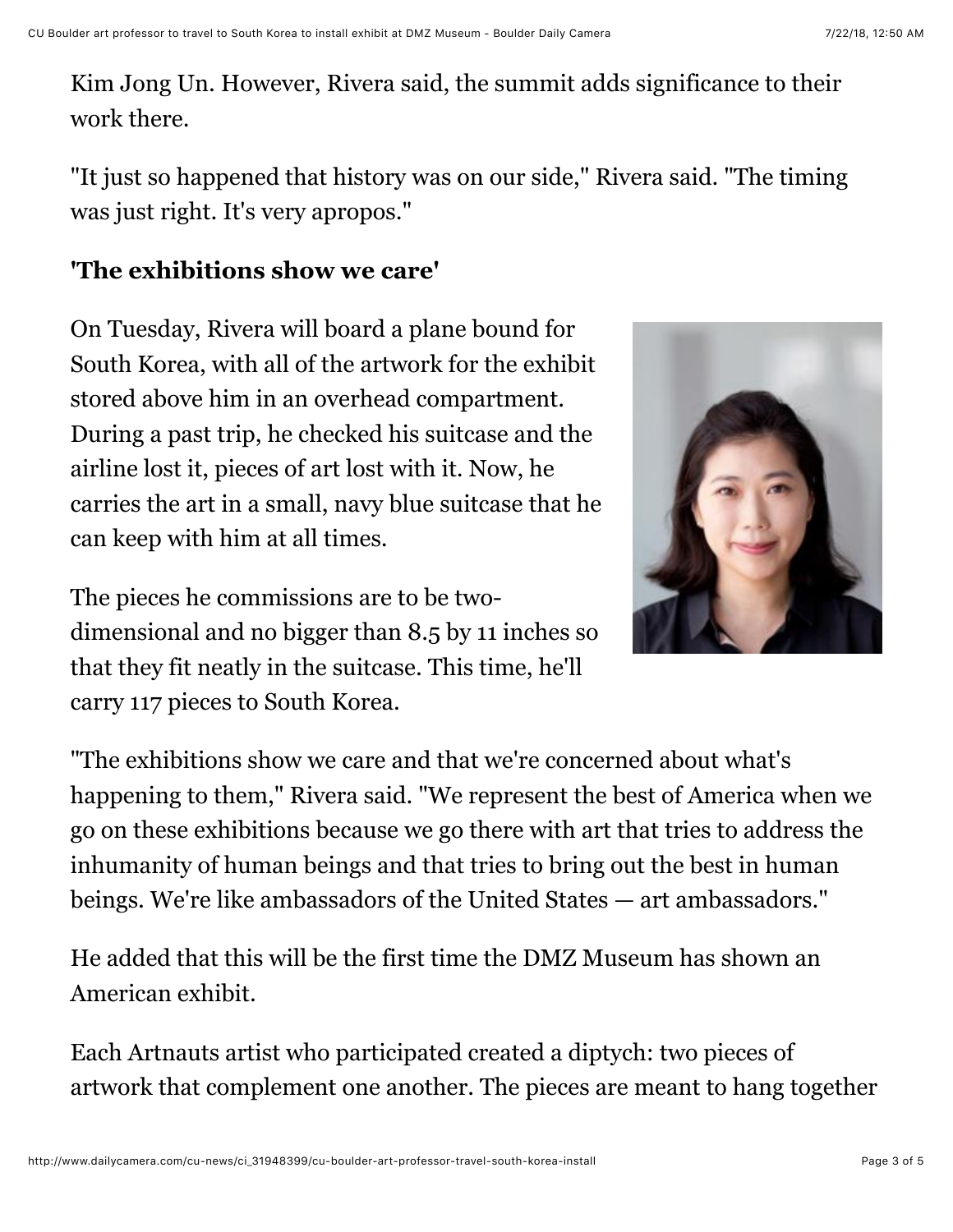Kim Jong Un. However, Rivera said, the summit adds significance to their work there.

"It just so happened that history was on our side," Rivera said. "The timing was just right. It's very apropos."

**'The exhibitions show we care'**

On Tuesday, Rivera will board a plane bound for South Korea, with all of the artwork for the exhibit stored above him in an overhead compartment. During a past trip, he checked his suitcase and the airline lost it, pieces of art lost with it. Now, he carries the art in a small, navy blue suitcase that he can keep with him at all times.

The pieces he commissions are to be two-dimensional and no bigger than 8.5 by 11 inches so that they fit neatly in the suitcase. This time, he'll carry 117 pieces to South Korea.

"The exhibitions show we care and that we're concerned about what's happening to them," Rivera said. "We represent the best of America when we go on these exhibitions because we go there with art that tries to address the inhumanity of human beings and that tries to bring out the best in human beings. We're like ambassadors of the United States — art ambassadors."

He added that this will be the first time the DMZ Museum has shown an American exhibit.

Each Artnauts artist who participated created a diptych: two pieces of artwork that complement one another. The pieces are meant to hang together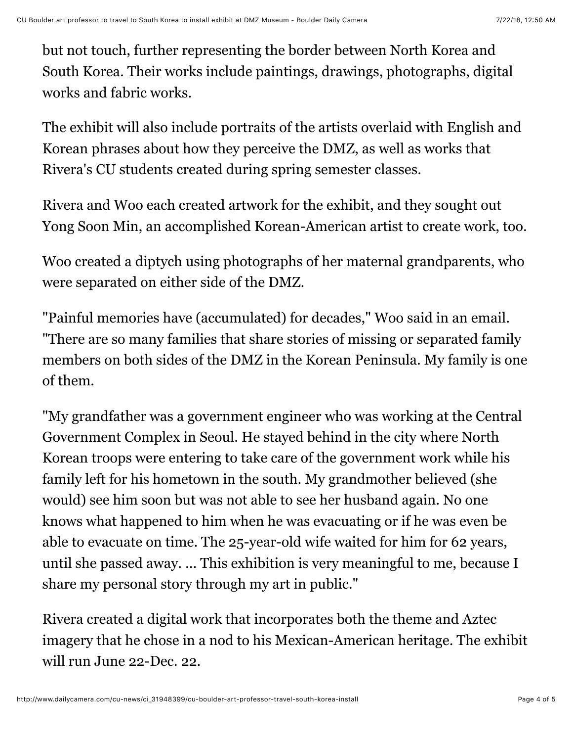but not touch, further representing the border between North Korea and South Korea. Their works include paintings, drawings, photographs, digital works and fabric works.

The exhibit will also include portraits of the artists overlaid with English and Korean phrases about how they perceive the DMZ, as well as works that Rivera's CU students created during spring semester classes.

Rivera and Woo each created artwork for the exhibit, and they sought out Yong Soon Min, an accomplished Korean-American artist to create work, too.

Woo created a diptych using photographs of her maternal grandparents, who were separated on either side of the DMZ.

"Painful memories have (accumulated) for decades," Woo said in an email. "There are so many families that share stories of missing or separated family members on both sides of the DMZ in the Korean Peninsula. My family is one of them.

"My grandfather was a government engineer who was working at the Central Government Complex in Seoul. He stayed behind in the city where North Korean troops were entering to take care of the government work while his family left for his hometown in the south. My grandmother believed (she would) see him soon but was not able to see her husband again. No one knows what happened to him when he was evacuating or if he was even be able to evacuate on time. The 25-year-old wife waited for him for 62 years, until she passed away. ... This exhibition is very meaningful to me, because I share my personal story through my art in public."

Rivera created a digital work that incorporates both the theme and Aztec imagery that he chose in a nod to his Mexican-American heritage. The exhibit will run June 22-Dec. 22.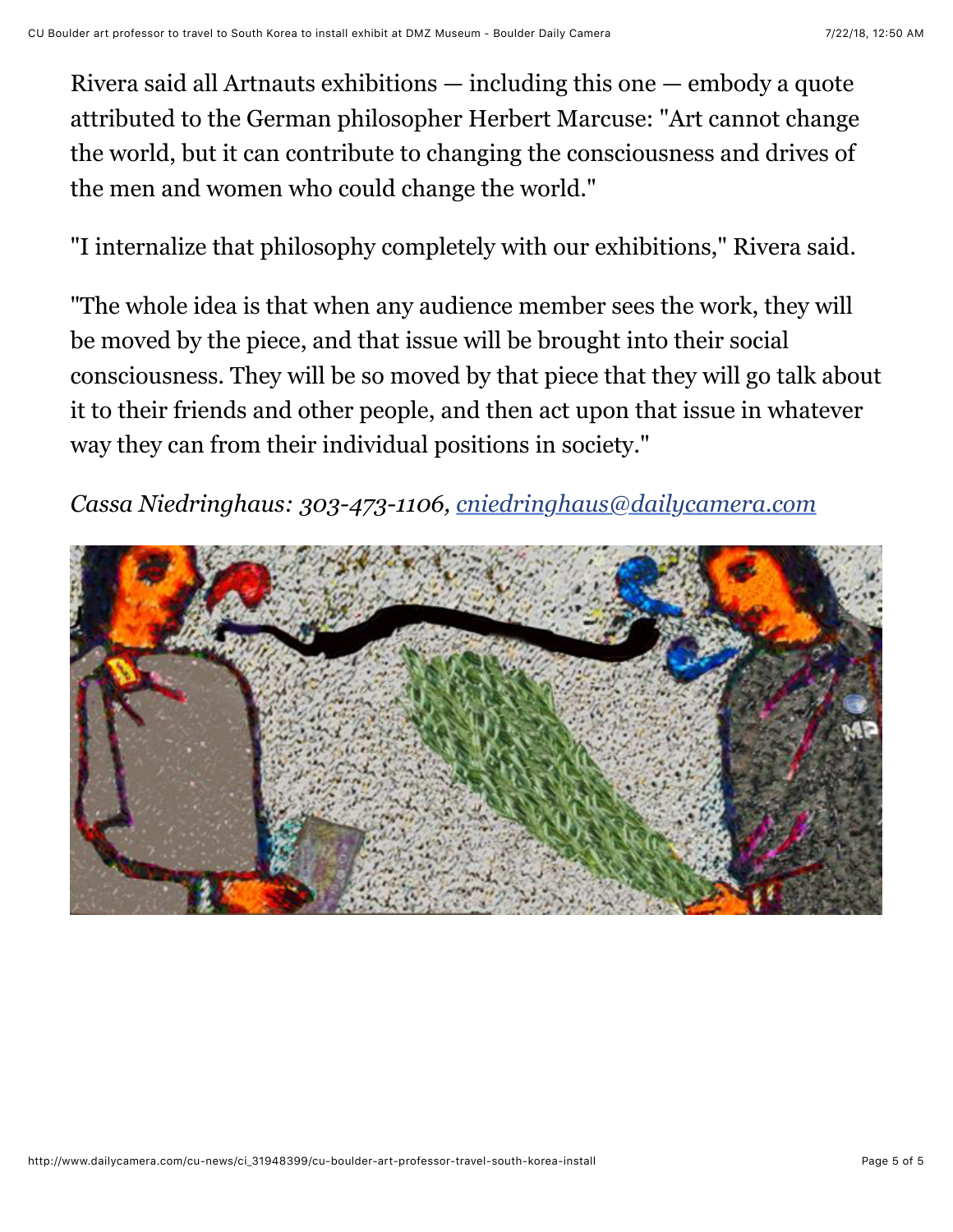Rivera said all Artnauts exhibitions — including this one — embody a quote attributed to the German philosopher Herbert Marcuse: "Art cannot change the world, but it can contribute to changing the consciousness and drives of the men and women who could change the world."

"I internalize that philosophy completely with our exhibitions," Rivera said.

"The whole idea is that when any audience member sees the work, they will be moved by the piece, and that issue will be brought into their social consciousness. They will be so moved by that piece that they will go talk about it to their friends and other people, and then act upon that issue in whatever way they can from their individual positions in society."

*Cassa Niedringhaus: 303-473-1106, cniedringhaus@dailycamera.com*